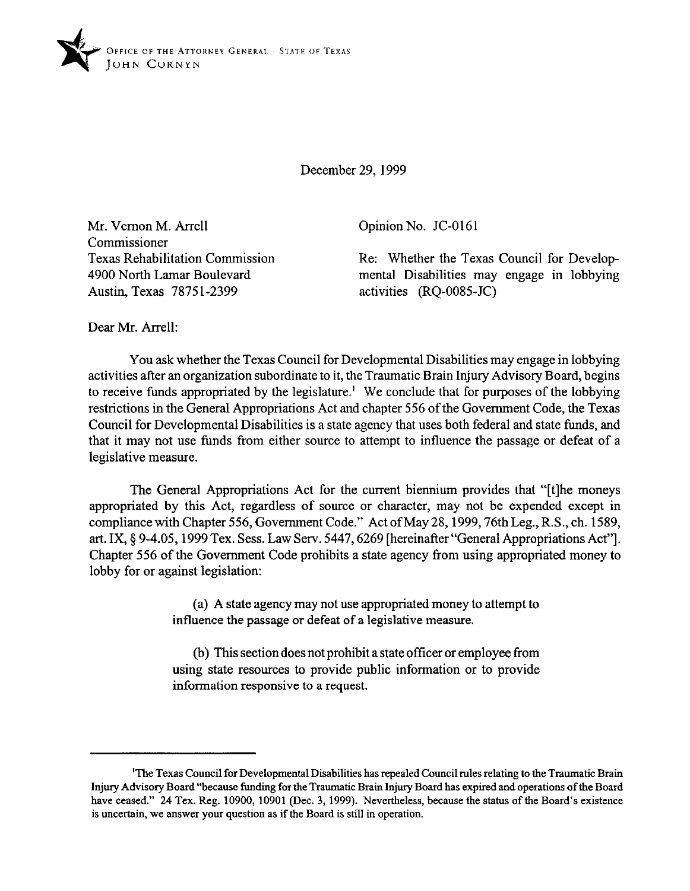OFFICE OF THE ATTORNEY GENERAL · STATE OF TEXAS
JOHN CORNYN

December 29, 1999

Mr. Vernon M. Arrell
Commissioner
Texas Rehabilitation Commission
4900 North Lamar Boulevard
Austin, Texas 78751-2399

Opinion No. JC-0161

Re: Whether the Texas Council for Developmental Disabilities may engage in lobbying activities (RQ-0085-JC)

Dear Mr. Arrell:

You ask whether the Texas Council for Developmental Disabilities may engage in lobbying activities after an organization subordinate to it, the Traumatic Brain Injury Advisory Board, begins to receive funds appropriated by the legislature.[1] We conclude that for purposes of the lobbying restrictions in the General Appropriations Act and chapter 556 of the Government Code, the Texas Council for Developmental Disabilities is a state agency that uses both federal and state funds, and that it may not use funds from either source to attempt to influence the passage or defeat of a legislative measure.

The General Appropriations Act for the current biennium provides that "[t]he moneys appropriated by this Act, regardless of source or character, may not be expended except in compliance with Chapter 556, Government Code." Act of May 28, 1999, 76th Leg., R.S., ch. 1589, art. IX, § 9-4.05, 1999 Tex. Sess. Law Serv. 5447, 6269 [hereinafter "General Appropriations Act"]. Chapter 556 of the Government Code prohibits a state agency from using appropriated money to lobby for or against legislation:

> (a) A state agency may not use appropriated money to attempt to influence the passage or defeat of a legislative measure.
>
> (b) This section does not prohibit a state officer or employee from using state resources to provide public information or to provide information responsive to a request.

---

[1]The Texas Council for Developmental Disabilities has repealed Council rules relating to the Traumatic Brain Injury Advisory Board "because funding for the Traumatic Brain Injury Board has expired and operations of the Board have ceased." 24 Tex. Reg. 10900, 10901 (Dec. 3, 1999). Nevertheless, because the status of the Board's existence is uncertain, we answer your question as if the Board is still in operation.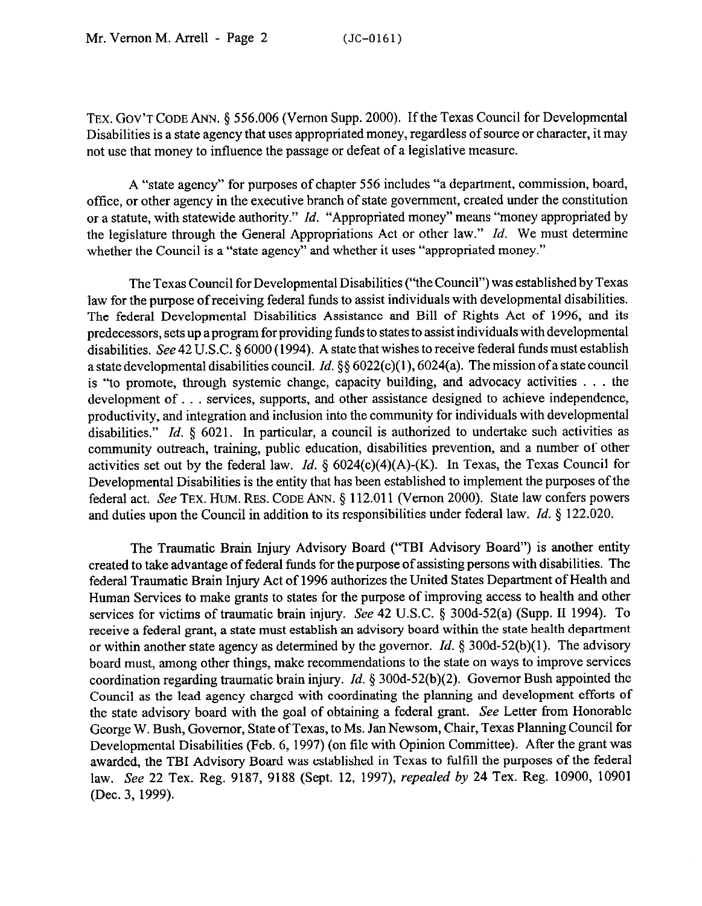TEX. GOV'T CODE ANN. § 556.006 (Vernon Supp. 2000). If the Texas Council for Developmental Disabilities is a state agency that uses appropriated money, regardless of source or character, it may not use that money to influence the passage or defeat of a legislative measure.

A "state agency" for purposes of chapter 556 includes "a department, commission, board, office, or other agency in the executive branch of state government, created under the constitution or a statute, with statewide authority." *Id.* "Appropriated money" means "money appropriated by the legislature through the General Appropriations Act or other law." *Id.* We must determine whether the Council is a "state agency" and whether it uses "appropriated money."

The Texas Council for Developmental Disabilities ("the Council") was established by Texas law for the purpose of receiving federal funds to assist individuals with developmental disabilities. The federal Developmental Disabilities Assistance and Bill of Rights Act of 1996, and its predecessors, sets up a program for providing funds to states to assist individuals with developmental disabilities. *See* 42 U.S.C. § 6000 (1994). A state that wishes to receive federal funds must establish a state developmental disabilities council. *Id.* §§ 6022(c)(1), 6024(a). The mission of a state council is "to promote, through systemic change, capacity building, and advocacy activities . . . the development of . . . services, supports, and other assistance designed to achieve independence, productivity, and integration and inclusion into the community for individuals with developmental disabilities." *Id.* § 6021. In particular, a council is authorized to undertake such activities as community outreach, training, public education, disabilities prevention, and a number of other activities set out by the federal law. *Id.* § 6024(c)(4)(A)-(K). In Texas, the Texas Council for Developmental Disabilities is the entity that has been established to implement the purposes of the federal act. *See* TEX. HUM. RES. CODE ANN. § 112.011 (Vernon 2000). State law confers powers and duties upon the Council in addition to its responsibilities under federal law. *Id.* § 122.020.

The Traumatic Brain Injury Advisory Board ("TBI Advisory Board") is another entity created to take advantage of federal funds for the purpose of assisting persons with disabilities. The federal Traumatic Brain Injury Act of 1996 authorizes the United States Department of Health and Human Services to make grants to states for the purpose of improving access to health and other services for victims of traumatic brain injury. *See* 42 U.S.C. § 300d-52(a) (Supp. II 1994). To receive a federal grant, a state must establish an advisory board within the state health department or within another state agency as determined by the governor. *Id.* § 300d-52(b)(1). The advisory board must, among other things, make recommendations to the state on ways to improve services coordination regarding traumatic brain injury. *Id.* § 300d-52(b)(2). Governor Bush appointed the Council as the lead agency charged with coordinating the planning and development efforts of the state advisory board with the goal of obtaining a federal grant. *See* Letter from Honorable George W. Bush, Governor, State of Texas, to Ms. Jan Newsom, Chair, Texas Planning Council for Developmental Disabilities (Feb. 6, 1997) (on file with Opinion Committee). After the grant was awarded, the TBI Advisory Board was established in Texas to fulfill the purposes of the federal law. *See* 22 Tex. Reg. 9187, 9188 (Sept. 12, 1997), *repealed by* 24 Tex. Reg. 10900, 10901 (Dec. 3, 1999).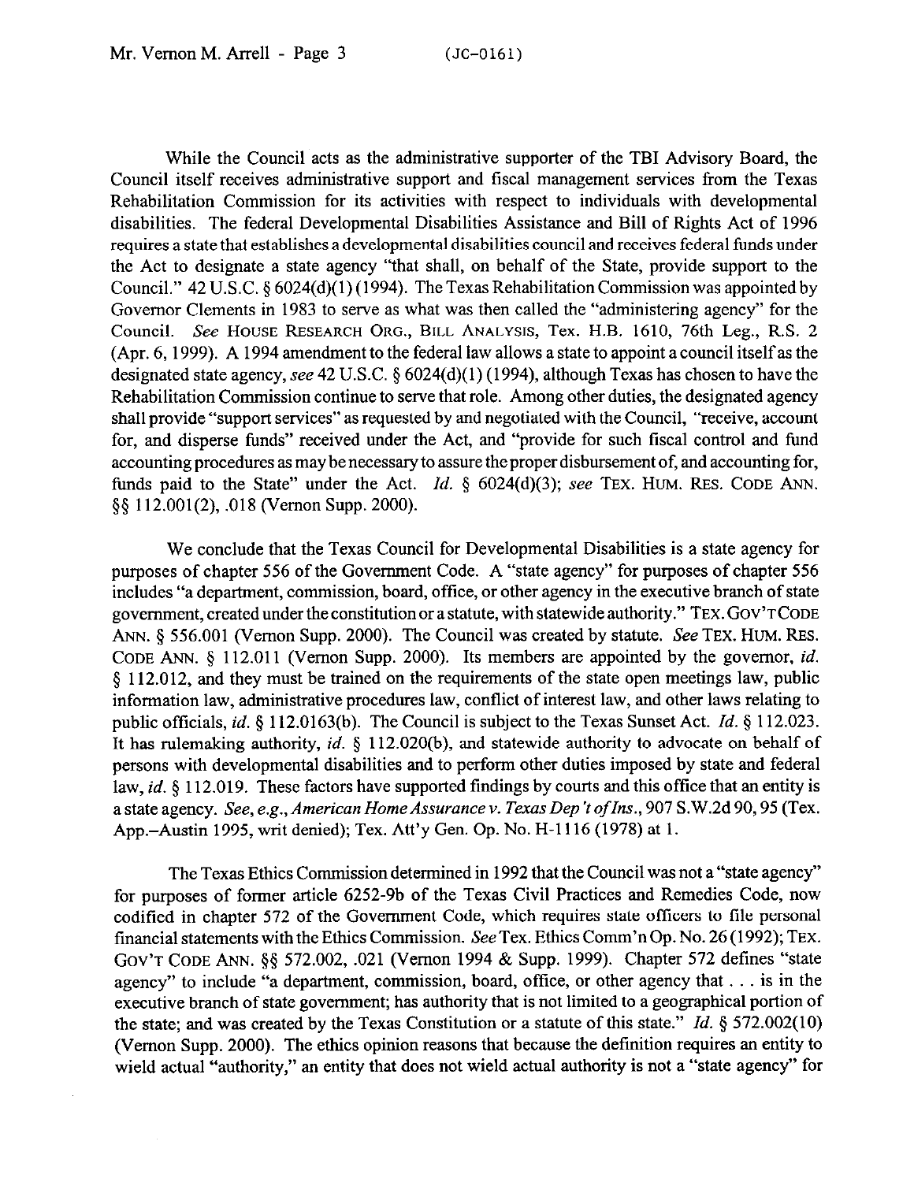While the Council acts as the administrative supporter of the TBI Advisory Board, the Council itself receives administrative support and fiscal management services from the Texas Rehabilitation Commission for its activities with respect to individuals with developmental disabilities. The federal Developmental Disabilities Assistance and Bill of Rights Act of 1996 requires a state that establishes a developmental disabilities council and receives federal funds under the Act to designate a state agency "that shall, on behalf of the State, provide support to the Council." 42 U.S.C. § 6024(d)(1) (1994). The Texas Rehabilitation Commission was appointed by Governor Clements in 1983 to serve as what was then called the "administering agency" for the Council. *See* HOUSE RESEARCH ORG., BILL ANALYSIS, Tex. H.B. 1610, 76th Leg., R.S. 2 (Apr. 6, 1999). A 1994 amendment to the federal law allows a state to appoint a council itself as the designated state agency, *see* 42 U.S.C. § 6024(d)(1) (1994), although Texas has chosen to have the Rehabilitation Commission continue to serve that role. Among other duties, the designated agency shall provide "support services" as requested by and negotiated with the Council, "receive, account for, and disperse funds" received under the Act, and "provide for such fiscal control and fund accounting procedures as may be necessary to assure the proper disbursement of, and accounting for, funds paid to the State" under the Act. *Id.* § 6024(d)(3); *see* TEX. HUM. RES. CODE ANN. §§ 112.001(2), .018 (Vernon Supp. 2000).

We conclude that the Texas Council for Developmental Disabilities is a state agency for purposes of chapter 556 of the Government Code. A "state agency" for purposes of chapter 556 includes "a department, commission, board, office, or other agency in the executive branch of state government, created under the constitution or a statute, with statewide authority." TEX. GOV'T CODE ANN. § 556.001 (Vernon Supp. 2000). The Council was created by statute. *See* TEX. HUM. RES. CODE ANN. § 112.011 (Vernon Supp. 2000). Its members are appointed by the governor, *id.* § 112.012, and they must be trained on the requirements of the state open meetings law, public information law, administrative procedures law, conflict of interest law, and other laws relating to public officials, *id.* § 112.0163(b). The Council is subject to the Texas Sunset Act. *Id.* § 112.023. It has rulemaking authority, *id.* § 112.020(b), and statewide authority to advocate on behalf of persons with developmental disabilities and to perform other duties imposed by state and federal law, *id.* § 112.019. These factors have supported findings by courts and this office that an entity is a state agency. *See, e.g., American Home Assurance v. Texas Dep't of Ins.*, 907 S.W.2d 90, 95 (Tex. App.–Austin 1995, writ denied); Tex. Att'y Gen. Op. No. H-1116 (1978) at 1.

The Texas Ethics Commission determined in 1992 that the Council was not a "state agency" for purposes of former article 6252-9b of the Texas Civil Practices and Remedies Code, now codified in chapter 572 of the Government Code, which requires state officers to file personal financial statements with the Ethics Commission. *See* Tex. Ethics Comm'n Op. No. 26 (1992); TEX. GOV'T CODE ANN. §§ 572.002, .021 (Vernon 1994 & Supp. 1999). Chapter 572 defines "state agency" to include "a department, commission, board, office, or other agency that . . . is in the executive branch of state government; has authority that is not limited to a geographical portion of the state; and was created by the Texas Constitution or a statute of this state." *Id.* § 572.002(10) (Vernon Supp. 2000). The ethics opinion reasons that because the definition requires an entity to wield actual "authority," an entity that does not wield actual authority is not a "state agency" for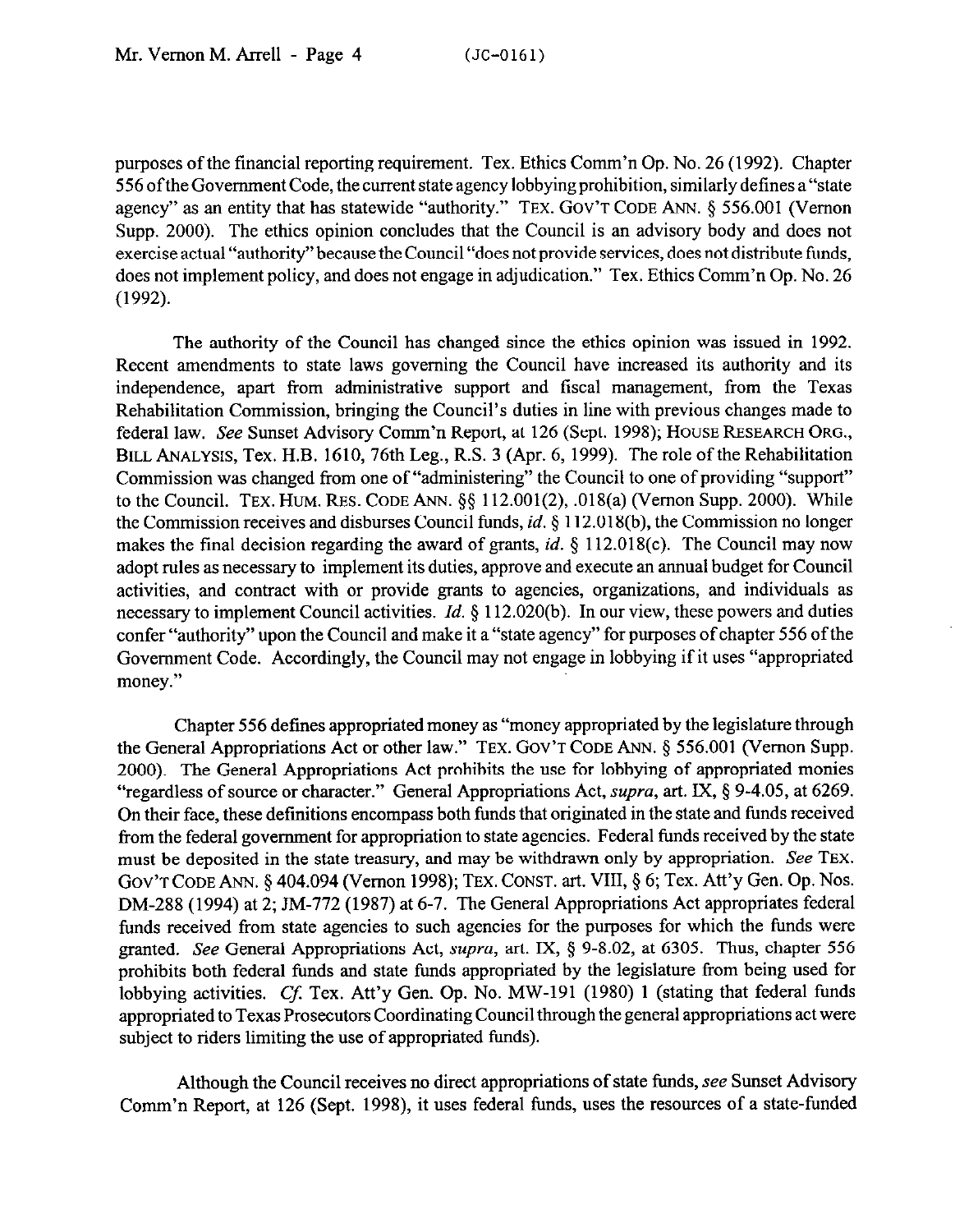purposes of the financial reporting requirement. Tex. Ethics Comm'n Op. No. 26 (1992). Chapter 556 of the Government Code, the current state agency lobbying prohibition, similarly defines a "state agency" as an entity that has statewide "authority." TEX. GOV'T CODE ANN. § 556.001 (Vernon Supp. 2000). The ethics opinion concludes that the Council is an advisory body and does not exercise actual "authority" because the Council "does not provide services, does not distribute funds, does not implement policy, and does not engage in adjudication." Tex. Ethics Comm'n Op. No. 26 (1992).

The authority of the Council has changed since the ethics opinion was issued in 1992. Recent amendments to state laws governing the Council have increased its authority and its independence, apart from administrative support and fiscal management, from the Texas Rehabilitation Commission, bringing the Council's duties in line with previous changes made to federal law. *See* Sunset Advisory Comm'n Report, at 126 (Sept. 1998); HOUSE RESEARCH ORG., BILL ANALYSIS, Tex. H.B. 1610, 76th Leg., R.S. 3 (Apr. 6, 1999). The role of the Rehabilitation Commission was changed from one of "administering" the Council to one of providing "support" to the Council. TEX. HUM. RES. CODE ANN. §§ 112.001(2), .018(a) (Vernon Supp. 2000). While the Commission receives and disburses Council funds, *id.* § 112.018(b), the Commission no longer makes the final decision regarding the award of grants, *id.* § 112.018(c). The Council may now adopt rules as necessary to implement its duties, approve and execute an annual budget for Council activities, and contract with or provide grants to agencies, organizations, and individuals as necessary to implement Council activities. *Id.* § 112.020(b). In our view, these powers and duties confer "authority" upon the Council and make it a "state agency" for purposes of chapter 556 of the Government Code. Accordingly, the Council may not engage in lobbying if it uses "appropriated money."

Chapter 556 defines appropriated money as "money appropriated by the legislature through the General Appropriations Act or other law." TEX. GOV'T CODE ANN. § 556.001 (Vernon Supp. 2000). The General Appropriations Act prohibits the use for lobbying of appropriated monies "regardless of source or character." General Appropriations Act, *supra*, art. IX, § 9-4.05, at 6269. On their face, these definitions encompass both funds that originated in the state and funds received from the federal government for appropriation to state agencies. Federal funds received by the state must be deposited in the state treasury, and may be withdrawn only by appropriation. *See* TEX. GOV'T CODE ANN. § 404.094 (Vernon 1998); TEX. CONST. art. VIII, § 6; Tex. Att'y Gen. Op. Nos. DM-288 (1994) at 2; JM-772 (1987) at 6-7. The General Appropriations Act appropriates federal funds received from state agencies to such agencies for the purposes for which the funds were granted. *See* General Appropriations Act, *supra*, art. IX, § 9-8.02, at 6305. Thus, chapter 556 prohibits both federal funds and state funds appropriated by the legislature from being used for lobbying activities. *Cf.* Tex. Att'y Gen. Op. No. MW-191 (1980) 1 (stating that federal funds appropriated to Texas Prosecutors Coordinating Council through the general appropriations act were subject to riders limiting the use of appropriated funds).

Although the Council receives no direct appropriations of state funds, *see* Sunset Advisory Comm'n Report, at 126 (Sept. 1998), it uses federal funds, uses the resources of a state-funded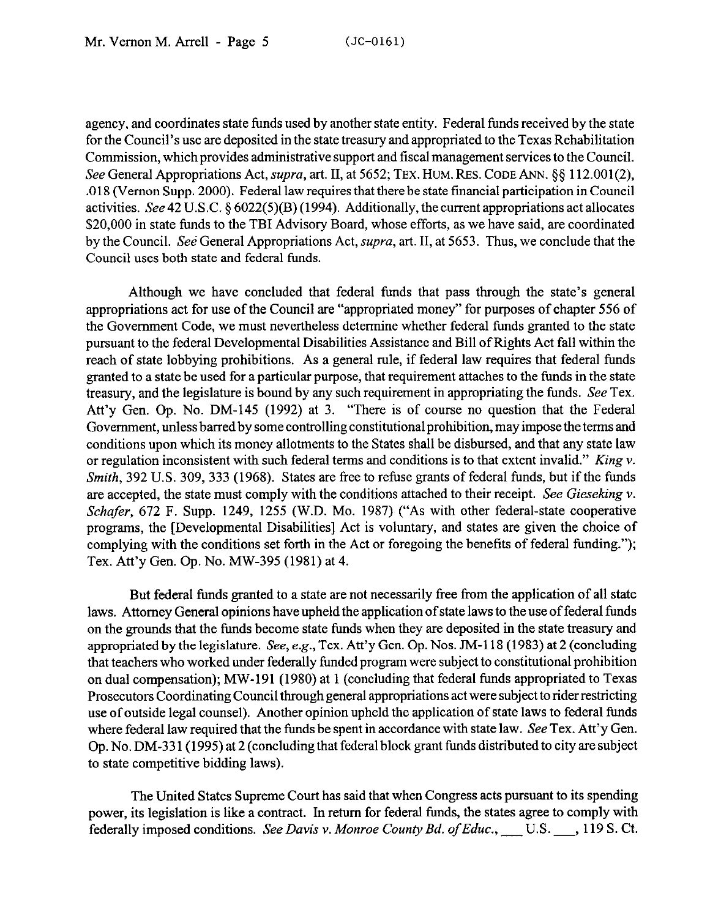agency, and coordinates state funds used by another state entity. Federal funds received by the state for the Council's use are deposited in the state treasury and appropriated to the Texas Rehabilitation Commission, which provides administrative support and fiscal management services to the Council. *See* General Appropriations Act, *supra*, art. II, at 5652; TEX. HUM. RES. CODE ANN. §§ 112.001(2), .018 (Vernon Supp. 2000). Federal law requires that there be state financial participation in Council activities. *See* 42 U.S.C. § 6022(5)(B) (1994). Additionally, the current appropriations act allocates $20,000 in state funds to the TBI Advisory Board, whose efforts, as we have said, are coordinated by the Council. *See* General Appropriations Act, *supra*, art. II, at 5653. Thus, we conclude that the Council uses both state and federal funds.

Although we have concluded that federal funds that pass through the state's general appropriations act for use of the Council are "appropriated money" for purposes of chapter 556 of the Government Code, we must nevertheless determine whether federal funds granted to the state pursuant to the federal Developmental Disabilities Assistance and Bill of Rights Act fall within the reach of state lobbying prohibitions. As a general rule, if federal law requires that federal funds granted to a state be used for a particular purpose, that requirement attaches to the funds in the state treasury, and the legislature is bound by any such requirement in appropriating the funds. *See* Tex. Att'y Gen. Op. No. DM-145 (1992) at 3. "There is of course no question that the Federal Government, unless barred by some controlling constitutional prohibition, may impose the terms and conditions upon which its money allotments to the States shall be disbursed, and that any state law or regulation inconsistent with such federal terms and conditions is to that extent invalid." *King v. Smith*, 392 U.S. 309, 333 (1968). States are free to refuse grants of federal funds, but if the funds are accepted, the state must comply with the conditions attached to their receipt. *See Gieseking v. Schafer*, 672 F. Supp. 1249, 1255 (W.D. Mo. 1987) ("As with other federal-state cooperative programs, the [Developmental Disabilities] Act is voluntary, and states are given the choice of complying with the conditions set forth in the Act or foregoing the benefits of federal funding."); Tex. Att'y Gen. Op. No. MW-395 (1981) at 4.

But federal funds granted to a state are not necessarily free from the application of all state laws. Attorney General opinions have upheld the application of state laws to the use of federal funds on the grounds that the funds become state funds when they are deposited in the state treasury and appropriated by the legislature. *See, e.g.*, Tex. Att'y Gen. Op. Nos. JM-118 (1983) at 2 (concluding that teachers who worked under federally funded program were subject to constitutional prohibition on dual compensation); MW-191 (1980) at 1 (concluding that federal funds appropriated to Texas Prosecutors Coordinating Council through general appropriations act were subject to rider restricting use of outside legal counsel). Another opinion upheld the application of state laws to federal funds where federal law required that the funds be spent in accordance with state law. *See* Tex. Att'y Gen. Op. No. DM-331 (1995) at 2 (concluding that federal block grant funds distributed to city are subject to state competitive bidding laws).

The United States Supreme Court has said that when Congress acts pursuant to its spending power, its legislation is like a contract. In return for federal funds, the states agree to comply with federally imposed conditions. *See Davis v. Monroe County Bd. of Educ.*, ___ U.S. ___, 119 S. Ct.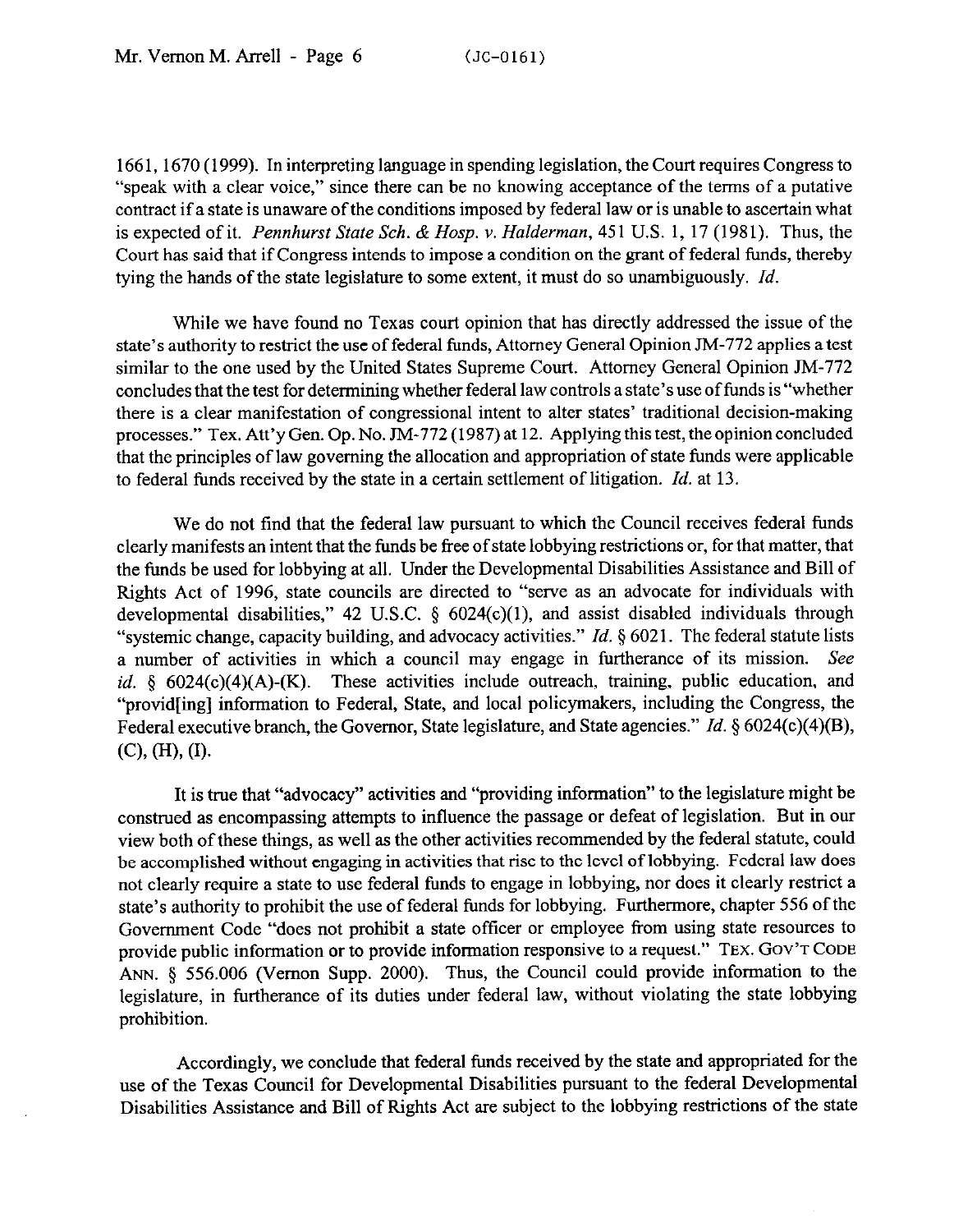1661, 1670 (1999). In interpreting language in spending legislation, the Court requires Congress to "speak with a clear voice," since there can be no knowing acceptance of the terms of a putative contract if a state is unaware of the conditions imposed by federal law or is unable to ascertain what is expected of it. *Pennhurst State Sch. & Hosp. v. Halderman*, 451 U.S. 1, 17 (1981). Thus, the Court has said that if Congress intends to impose a condition on the grant of federal funds, thereby tying the hands of the state legislature to some extent, it must do so unambiguously. *Id.*

While we have found no Texas court opinion that has directly addressed the issue of the state's authority to restrict the use of federal funds, Attorney General Opinion JM-772 applies a test similar to the one used by the United States Supreme Court. Attorney General Opinion JM-772 concludes that the test for determining whether federal law controls a state's use of funds is "whether there is a clear manifestation of congressional intent to alter states' traditional decision-making processes." Tex. Att'y Gen. Op. No. JM-772 (1987) at 12. Applying this test, the opinion concluded that the principles of law governing the allocation and appropriation of state funds were applicable to federal funds received by the state in a certain settlement of litigation. *Id.* at 13.

We do not find that the federal law pursuant to which the Council receives federal funds clearly manifests an intent that the funds be free of state lobbying restrictions or, for that matter, that the funds be used for lobbying at all. Under the Developmental Disabilities Assistance and Bill of Rights Act of 1996, state councils are directed to "serve as an advocate for individuals with developmental disabilities," 42 U.S.C. § 6024(c)(1), and assist disabled individuals through "systemic change, capacity building, and advocacy activities." *Id.* § 6021. The federal statute lists a number of activities in which a council may engage in furtherance of its mission. *See id.* § 6024(c)(4)(A)-(K). These activities include outreach, training, public education, and "provid[ing] information to Federal, State, and local policymakers, including the Congress, the Federal executive branch, the Governor, State legislature, and State agencies." *Id.* § 6024(c)(4)(B), (C), (H), (I).

It is true that "advocacy" activities and "providing information" to the legislature might be construed as encompassing attempts to influence the passage or defeat of legislation. But in our view both of these things, as well as the other activities recommended by the federal statute, could be accomplished without engaging in activities that rise to the level of lobbying. Federal law does not clearly require a state to use federal funds to engage in lobbying, nor does it clearly restrict a state's authority to prohibit the use of federal funds for lobbying. Furthermore, chapter 556 of the Government Code "does not prohibit a state officer or employee from using state resources to provide public information or to provide information responsive to a request." TEX. GOV'T CODE ANN. § 556.006 (Vernon Supp. 2000). Thus, the Council could provide information to the legislature, in furtherance of its duties under federal law, without violating the state lobbying prohibition.

Accordingly, we conclude that federal funds received by the state and appropriated for the use of the Texas Council for Developmental Disabilities pursuant to the federal Developmental Disabilities Assistance and Bill of Rights Act are subject to the lobbying restrictions of the state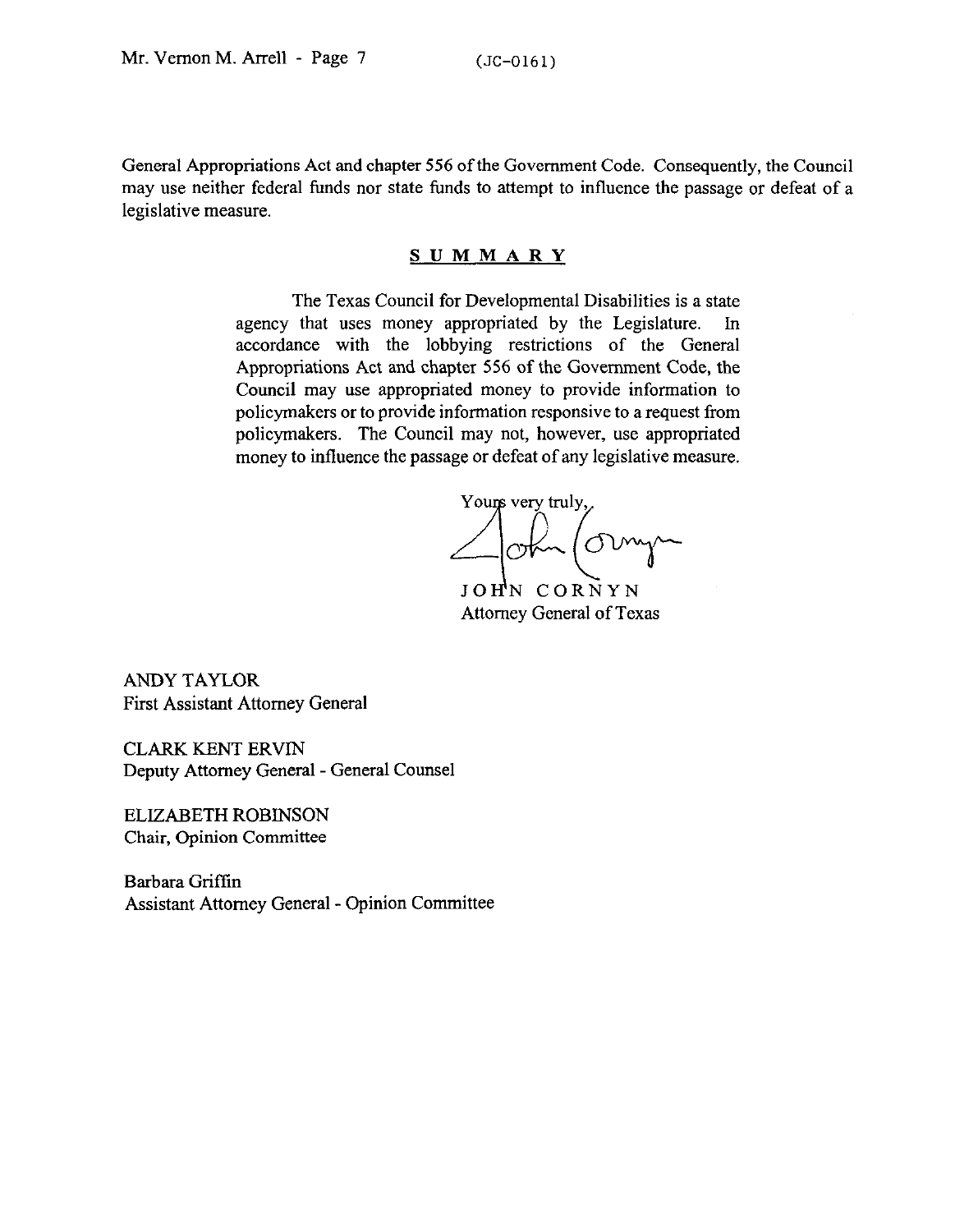General Appropriations Act and chapter 556 of the Government Code. Consequently, the Council may use neither federal funds nor state funds to attempt to influence the passage or defeat of a legislative measure.

## **SUMMARY**

The Texas Council for Developmental Disabilities is a state agency that uses money appropriated by the Legislature. In accordance with the lobbying restrictions of the General Appropriations Act and chapter 556 of the Government Code, the Council may use appropriated money to provide information to policymakers or to provide information responsive to a request from policymakers. The Council may not, however, use appropriated money to influence the passage or defeat of any legislative measure.

Yours very truly,

JOHN CORNYN
Attorney General of Texas

ANDY TAYLOR
First Assistant Attorney General

CLARK KENT ERVIN
Deputy Attorney General - General Counsel

ELIZABETH ROBINSON
Chair, Opinion Committee

Barbara Griffin
Assistant Attorney General - Opinion Committee